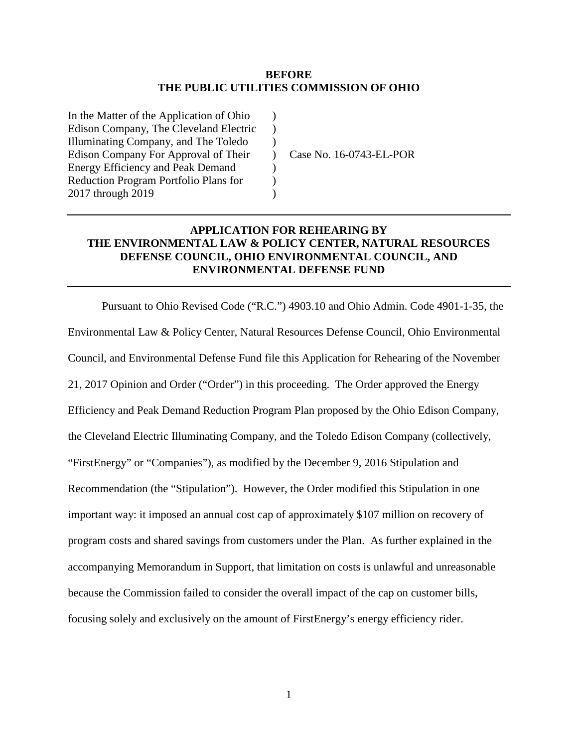**BEFORE**
**THE PUBLIC UTILITIES COMMISSION OF OHIO**

| | | |
|---|---|---|
| In the Matter of the Application of Ohio Edison Company, The Cleveland Electric Illuminating Company, and The Toledo Edison Company For Approval of Their Energy Efficiency and Peak Demand Reduction Program Portfolio Plans for 2017 through 2019 | ) ) ) ) ) ) ) | Case No. 16-0743-EL-POR |

---

**APPLICATION FOR REHEARING BY THE ENVIRONMENTAL LAW & POLICY CENTER, NATURAL RESOURCES DEFENSE COUNCIL, OHIO ENVIRONMENTAL COUNCIL, AND ENVIRONMENTAL DEFENSE FUND**

---

Pursuant to Ohio Revised Code ("R.C.") 4903.10 and Ohio Admin. Code 4901-1-35, the Environmental Law & Policy Center, Natural Resources Defense Council, Ohio Environmental Council, and Environmental Defense Fund file this Application for Rehearing of the November 21, 2017 Opinion and Order ("Order") in this proceeding. The Order approved the Energy Efficiency and Peak Demand Reduction Program Plan proposed by the Ohio Edison Company, the Cleveland Electric Illuminating Company, and the Toledo Edison Company (collectively, "FirstEnergy" or "Companies"), as modified by the December 9, 2016 Stipulation and Recommendation (the "Stipulation"). However, the Order modified this Stipulation in one important way: it imposed an annual cost cap of approximately $107 million on recovery of program costs and shared savings from customers under the Plan. As further explained in the accompanying Memorandum in Support, that limitation on costs is unlawful and unreasonable because the Commission failed to consider the overall impact of the cap on customer bills, focusing solely and exclusively on the amount of FirstEnergy's energy efficiency rider.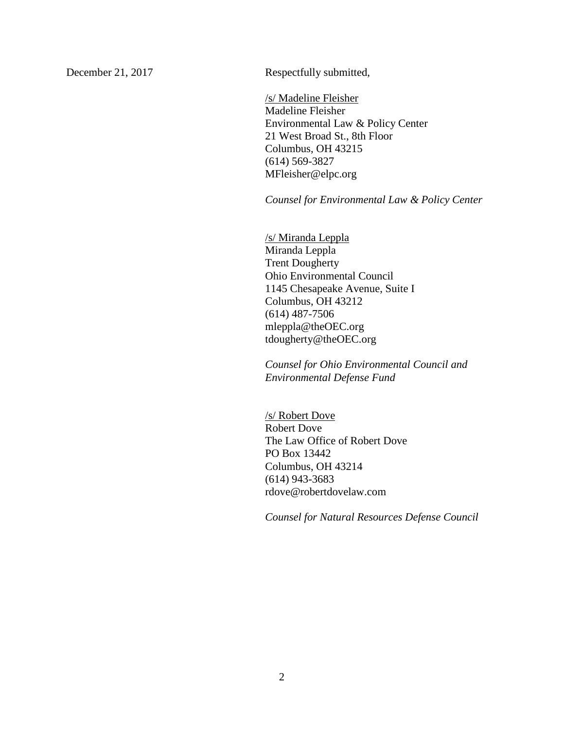December 21, 2017

Respectfully submitted,

/s/ Madeline Fleisher
Madeline Fleisher
Environmental Law & Policy Center
21 West Broad St., 8th Floor
Columbus, OH 43215
(614) 569-3827
MFleisher@elpc.org

*Counsel for Environmental Law & Policy Center*

/s/ Miranda Leppla
Miranda Leppla
Trent Dougherty
Ohio Environmental Council
1145 Chesapeake Avenue, Suite I
Columbus, OH 43212
(614) 487-7506
mleppla@theOEC.org
tdougherty@theOEC.org

*Counsel for Ohio Environmental Council and Environmental Defense Fund*

/s/ Robert Dove
Robert Dove
The Law Office of Robert Dove
PO Box 13442
Columbus, OH 43214
(614) 943-3683
rdove@robertdovelaw.com

*Counsel for Natural Resources Defense Council*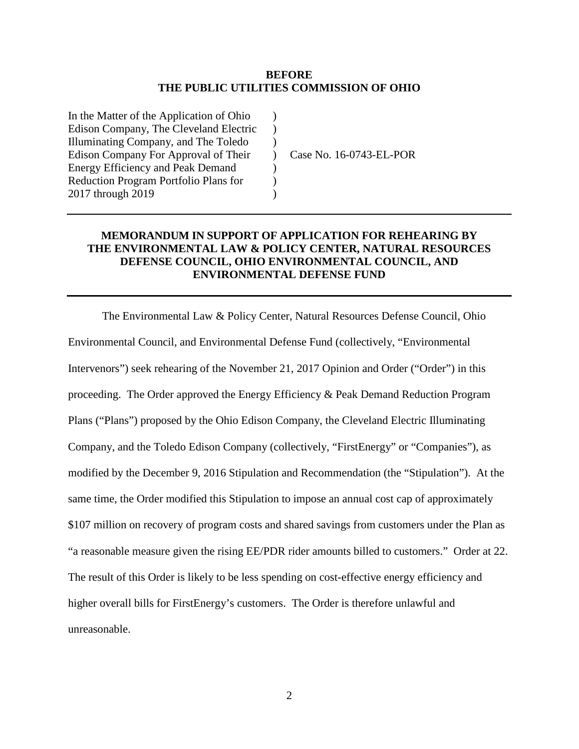**BEFORE**
**THE PUBLIC UTILITIES COMMISSION OF OHIO**

| | | |
|---|---|---|
| In the Matter of the Application of Ohio Edison Company, The Cleveland Electric Illuminating Company, and The Toledo Edison Company For Approval of Their Energy Efficiency and Peak Demand Reduction Program Portfolio Plans for 2017 through 2019 | ) ) ) ) ) ) ) | Case No. 16-0743-EL-POR |

---

**MEMORANDUM IN SUPPORT OF APPLICATION FOR REHEARING BY THE ENVIRONMENTAL LAW & POLICY CENTER, NATURAL RESOURCES DEFENSE COUNCIL, OHIO ENVIRONMENTAL COUNCIL, AND ENVIRONMENTAL DEFENSE FUND**

---

The Environmental Law & Policy Center, Natural Resources Defense Council, Ohio Environmental Council, and Environmental Defense Fund (collectively, "Environmental Intervenors") seek rehearing of the November 21, 2017 Opinion and Order ("Order") in this proceeding. The Order approved the Energy Efficiency & Peak Demand Reduction Program Plans ("Plans") proposed by the Ohio Edison Company, the Cleveland Electric Illuminating Company, and the Toledo Edison Company (collectively, "FirstEnergy" or "Companies"), as modified by the December 9, 2016 Stipulation and Recommendation (the "Stipulation"). At the same time, the Order modified this Stipulation to impose an annual cost cap of approximately \$107 million on recovery of program costs and shared savings from customers under the Plan as "a reasonable measure given the rising EE/PDR rider amounts billed to customers." Order at 22. The result of this Order is likely to be less spending on cost-effective energy efficiency and higher overall bills for FirstEnergy's customers. The Order is therefore unlawful and unreasonable.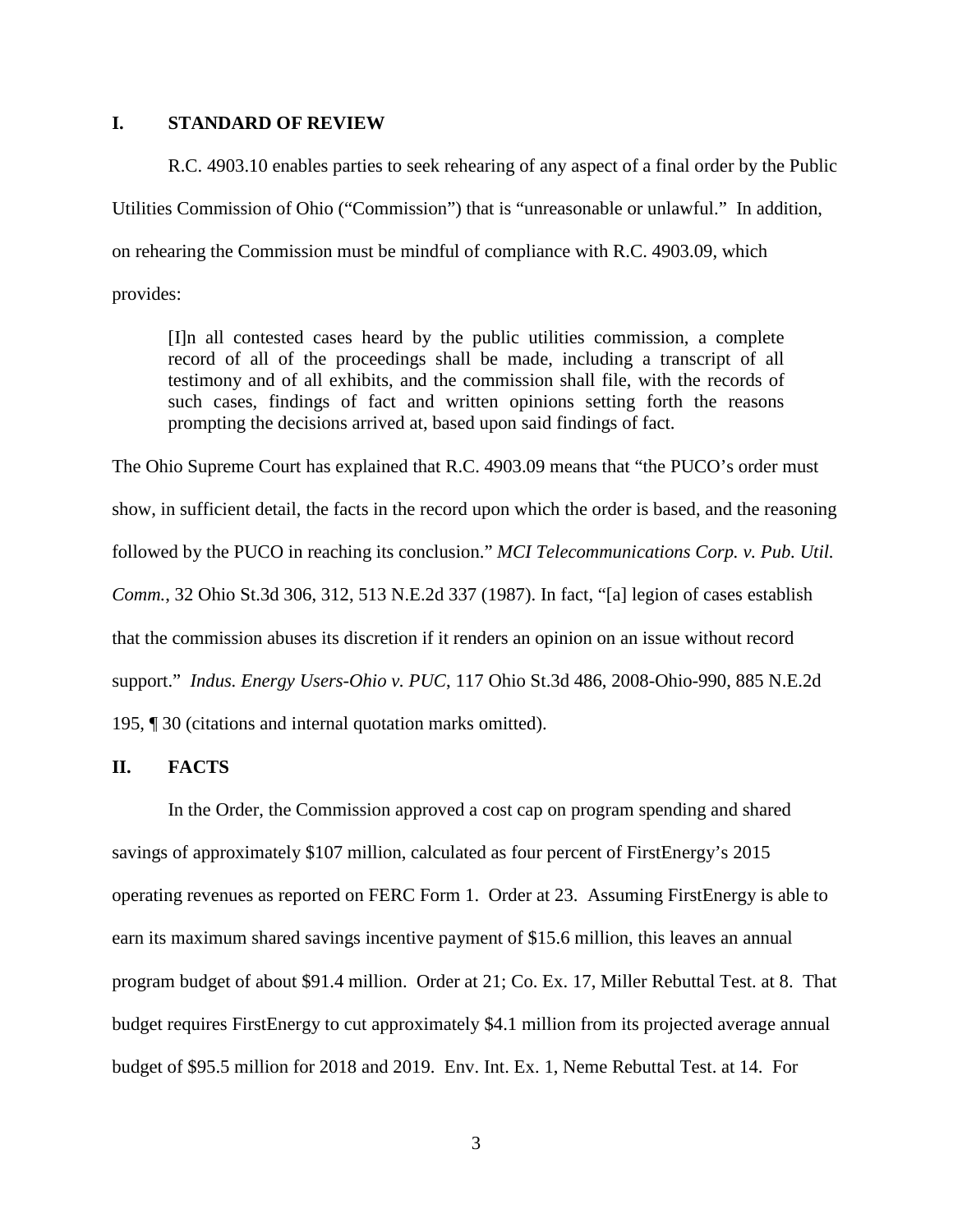## I. STANDARD OF REVIEW

R.C. 4903.10 enables parties to seek rehearing of any aspect of a final order by the Public Utilities Commission of Ohio ("Commission") that is "unreasonable or unlawful." In addition, on rehearing the Commission must be mindful of compliance with R.C. 4903.09, which provides:

> [I]n all contested cases heard by the public utilities commission, a complete record of all of the proceedings shall be made, including a transcript of all testimony and of all exhibits, and the commission shall file, with the records of such cases, findings of fact and written opinions setting forth the reasons prompting the decisions arrived at, based upon said findings of fact.

The Ohio Supreme Court has explained that R.C. 4903.09 means that "the PUCO's order must show, in sufficient detail, the facts in the record upon which the order is based, and the reasoning followed by the PUCO in reaching its conclusion." *MCI Telecommunications Corp. v. Pub. Util. Comm.*, 32 Ohio St.3d 306, 312, 513 N.E.2d 337 (1987). In fact, "[a] legion of cases establish that the commission abuses its discretion if it renders an opinion on an issue without record support." *Indus. Energy Users-Ohio v. PUC*, 117 Ohio St.3d 486, 2008-Ohio-990, 885 N.E.2d 195, ¶ 30 (citations and internal quotation marks omitted).

## II. FACTS

In the Order, the Commission approved a cost cap on program spending and shared savings of approximately $107 million, calculated as four percent of FirstEnergy's 2015 operating revenues as reported on FERC Form 1. Order at 23. Assuming FirstEnergy is able to earn its maximum shared savings incentive payment of $15.6 million, this leaves an annual program budget of about $91.4 million. Order at 21; Co. Ex. 17, Miller Rebuttal Test. at 8. That budget requires FirstEnergy to cut approximately $4.1 million from its projected average annual budget of $95.5 million for 2018 and 2019. Env. Int. Ex. 1, Neme Rebuttal Test. at 14. For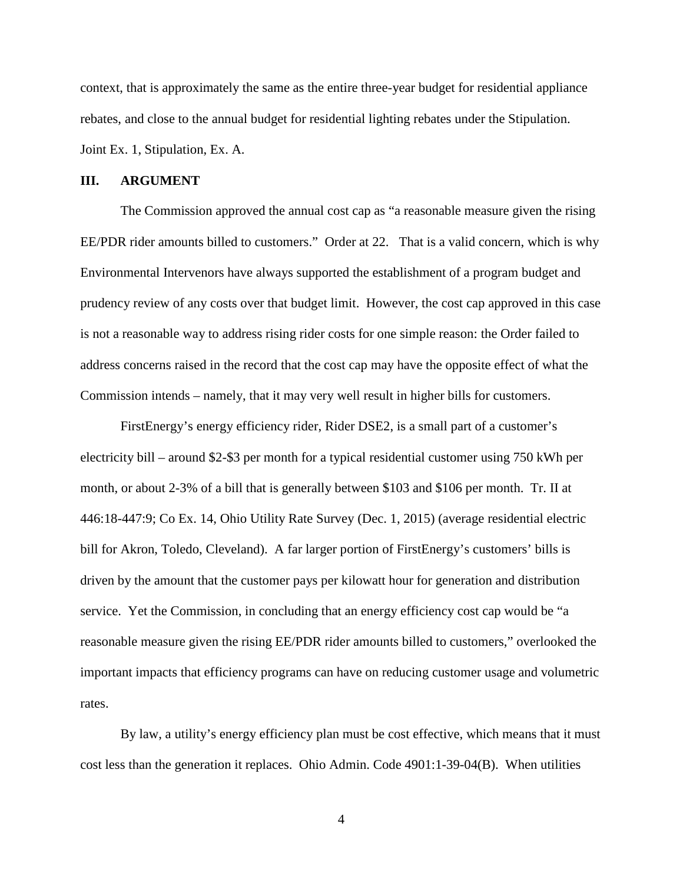context, that is approximately the same as the entire three-year budget for residential appliance rebates, and close to the annual budget for residential lighting rebates under the Stipulation. Joint Ex. 1, Stipulation, Ex. A.

## III. ARGUMENT

The Commission approved the annual cost cap as "a reasonable measure given the rising EE/PDR rider amounts billed to customers." Order at 22. That is a valid concern, which is why Environmental Intervenors have always supported the establishment of a program budget and prudency review of any costs over that budget limit. However, the cost cap approved in this case is not a reasonable way to address rising rider costs for one simple reason: the Order failed to address concerns raised in the record that the cost cap may have the opposite effect of what the Commission intends – namely, that it may very well result in higher bills for customers.

FirstEnergy's energy efficiency rider, Rider DSE2, is a small part of a customer's electricity bill – around \$2-\$3 per month for a typical residential customer using 750 kWh per month, or about 2-3% of a bill that is generally between \$103 and \$106 per month. Tr. II at 446:18-447:9; Co Ex. 14, Ohio Utility Rate Survey (Dec. 1, 2015) (average residential electric bill for Akron, Toledo, Cleveland). A far larger portion of FirstEnergy's customers' bills is driven by the amount that the customer pays per kilowatt hour for generation and distribution service. Yet the Commission, in concluding that an energy efficiency cost cap would be "a reasonable measure given the rising EE/PDR rider amounts billed to customers," overlooked the important impacts that efficiency programs can have on reducing customer usage and volumetric rates.

By law, a utility's energy efficiency plan must be cost effective, which means that it must cost less than the generation it replaces. Ohio Admin. Code 4901:1-39-04(B). When utilities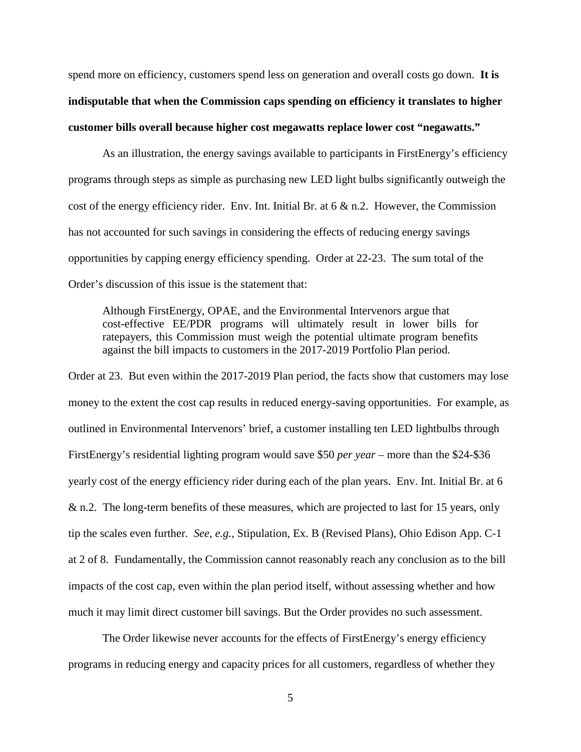spend more on efficiency, customers spend less on generation and overall costs go down. **It is indisputable that when the Commission caps spending on efficiency it translates to higher customer bills overall because higher cost megawatts replace lower cost "negawatts."**

As an illustration, the energy savings available to participants in FirstEnergy's efficiency programs through steps as simple as purchasing new LED light bulbs significantly outweigh the cost of the energy efficiency rider. Env. Int. Initial Br. at 6 & n.2. However, the Commission has not accounted for such savings in considering the effects of reducing energy savings opportunities by capping energy efficiency spending. Order at 22-23. The sum total of the Order's discussion of this issue is the statement that:

> Although FirstEnergy, OPAE, and the Environmental Intervenors argue that cost-effective EE/PDR programs will ultimately result in lower bills for ratepayers, this Commission must weigh the potential ultimate program benefits against the bill impacts to customers in the 2017-2019 Portfolio Plan period.

Order at 23. But even within the 2017-2019 Plan period, the facts show that customers may lose money to the extent the cost cap results in reduced energy-saving opportunities. For example, as outlined in Environmental Intervenors' brief, a customer installing ten LED lightbulbs through FirstEnergy's residential lighting program would save $50 *per year* – more than the $24-$36 yearly cost of the energy efficiency rider during each of the plan years. Env. Int. Initial Br. at 6 & n.2. The long-term benefits of these measures, which are projected to last for 15 years, only tip the scales even further. *See, e.g.,* Stipulation, Ex. B (Revised Plans), Ohio Edison App. C-1 at 2 of 8. Fundamentally, the Commission cannot reasonably reach any conclusion as to the bill impacts of the cost cap, even within the plan period itself, without assessing whether and how much it may limit direct customer bill savings. But the Order provides no such assessment.

The Order likewise never accounts for the effects of FirstEnergy's energy efficiency programs in reducing energy and capacity prices for all customers, regardless of whether they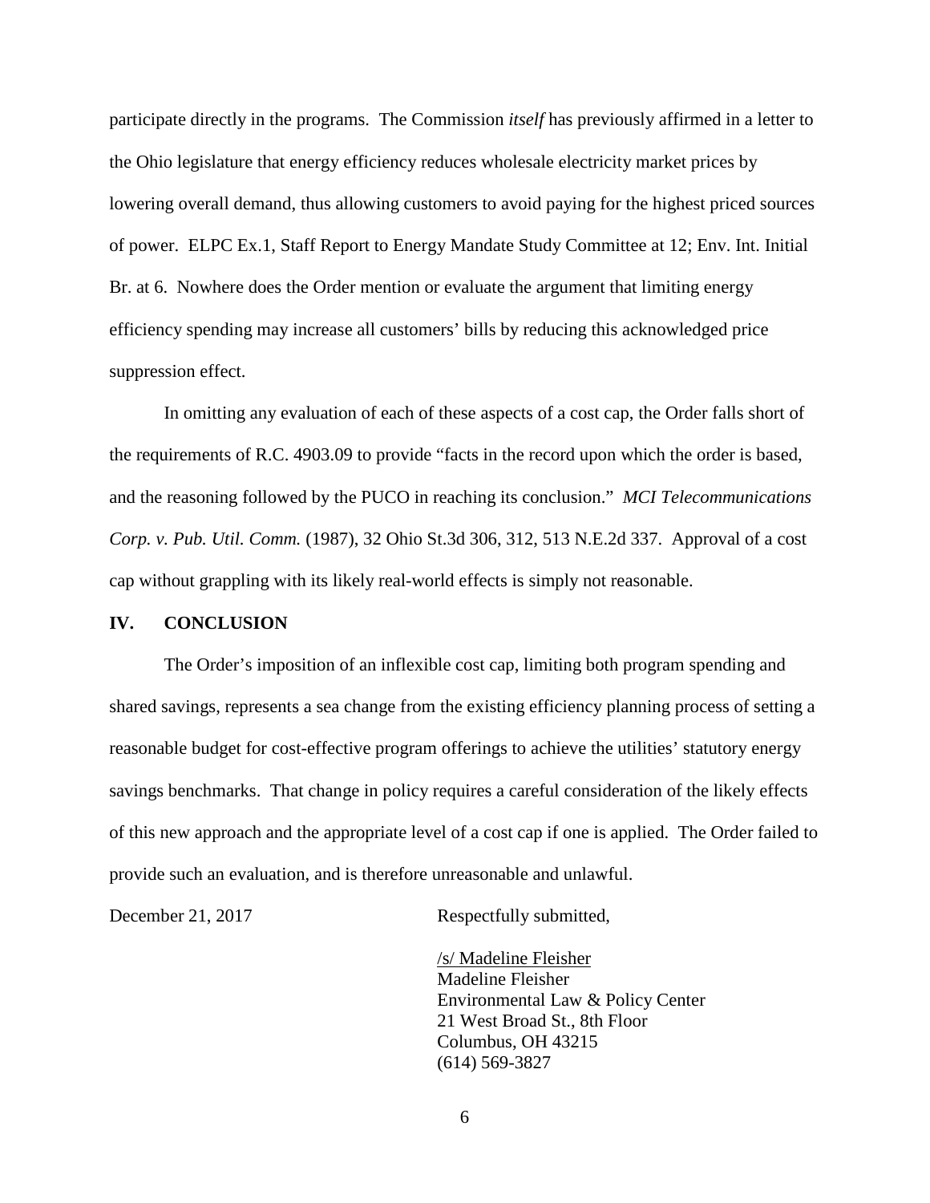participate directly in the programs. The Commission *itself* has previously affirmed in a letter to the Ohio legislature that energy efficiency reduces wholesale electricity market prices by lowering overall demand, thus allowing customers to avoid paying for the highest priced sources of power. ELPC Ex.1, Staff Report to Energy Mandate Study Committee at 12; Env. Int. Initial Br. at 6. Nowhere does the Order mention or evaluate the argument that limiting energy efficiency spending may increase all customers' bills by reducing this acknowledged price suppression effect.

In omitting any evaluation of each of these aspects of a cost cap, the Order falls short of the requirements of R.C. 4903.09 to provide "facts in the record upon which the order is based, and the reasoning followed by the PUCO in reaching its conclusion." *MCI Telecommunications Corp. v. Pub. Util. Comm.* (1987), 32 Ohio St.3d 306, 312, 513 N.E.2d 337. Approval of a cost cap without grappling with its likely real-world effects is simply not reasonable.

## IV. CONCLUSION

The Order's imposition of an inflexible cost cap, limiting both program spending and shared savings, represents a sea change from the existing efficiency planning process of setting a reasonable budget for cost-effective program offerings to achieve the utilities' statutory energy savings benchmarks. That change in policy requires a careful consideration of the likely effects of this new approach and the appropriate level of a cost cap if one is applied. The Order failed to provide such an evaluation, and is therefore unreasonable and unlawful.

December 21, 2017

Respectfully submitted,

/s/ Madeline Fleisher
Madeline Fleisher
Environmental Law & Policy Center
21 West Broad St., 8th Floor
Columbus, OH 43215
(614) 569-3827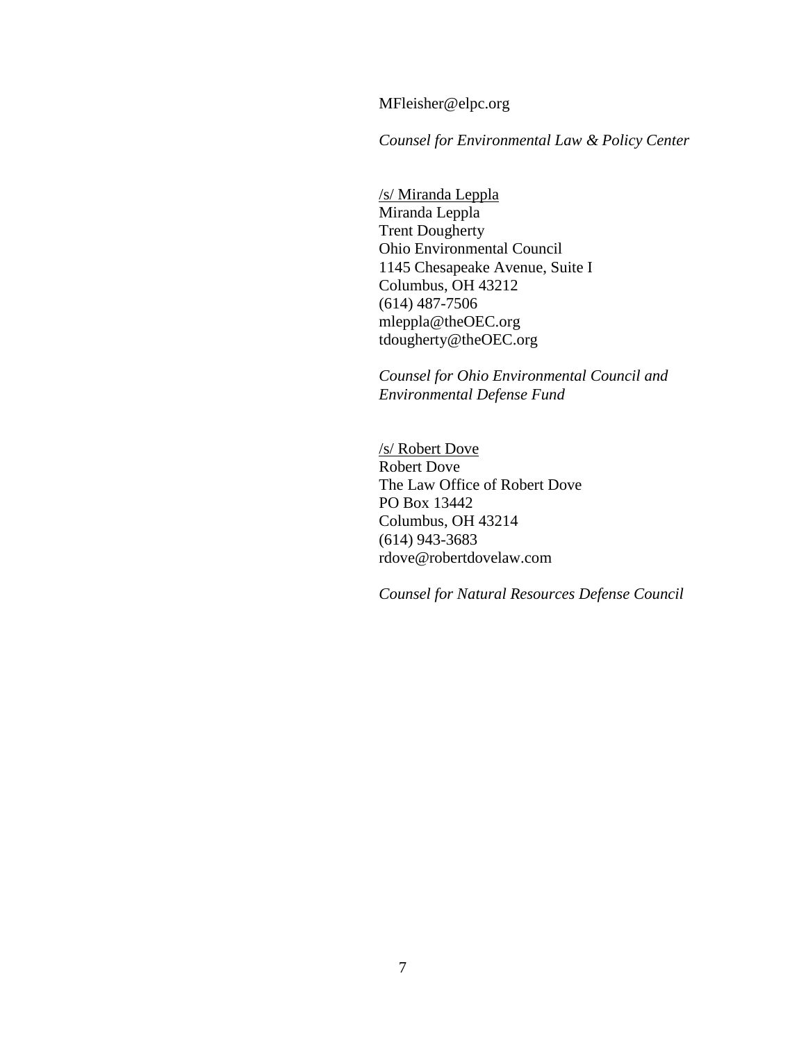MFleisher@elpc.org

*Counsel for Environmental Law & Policy Center*

/s/ Miranda Leppla
Miranda Leppla
Trent Dougherty
Ohio Environmental Council
1145 Chesapeake Avenue, Suite I
Columbus, OH 43212
(614) 487-7506
mleppla@theOEC.org
tdougherty@theOEC.org

*Counsel for Ohio Environmental Council and Environmental Defense Fund*

/s/ Robert Dove
Robert Dove
The Law Office of Robert Dove
PO Box 13442
Columbus, OH 43214
(614) 943-3683
rdove@robertdovelaw.com

*Counsel for Natural Resources Defense Council*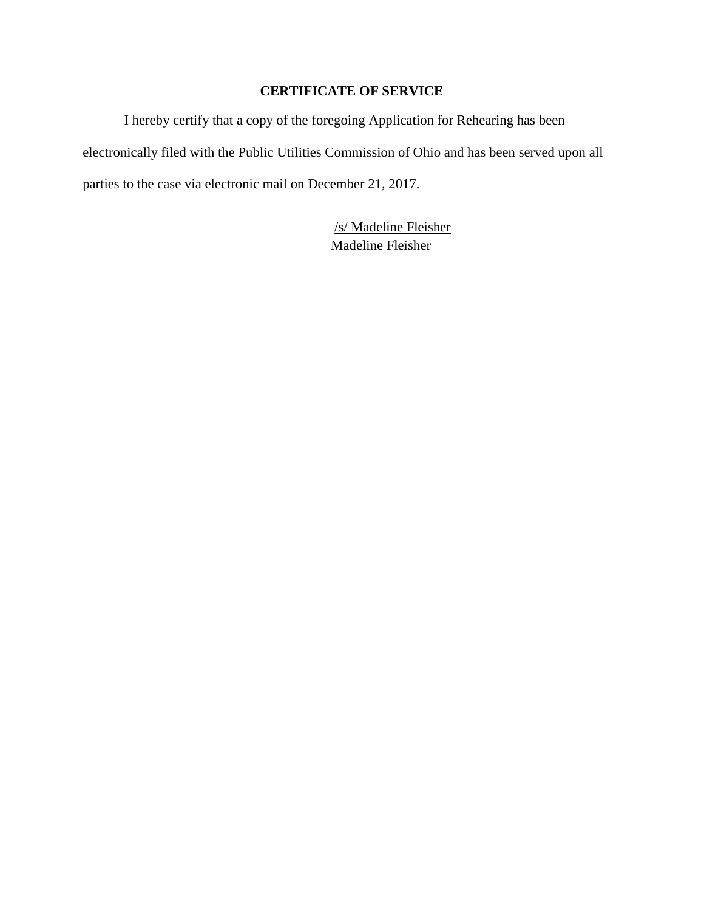## CERTIFICATE OF SERVICE

I hereby certify that a copy of the foregoing Application for Rehearing has been electronically filed with the Public Utilities Commission of Ohio and has been served upon all parties to the case via electronic mail on December 21, 2017.

/s/ Madeline Fleisher
Madeline Fleisher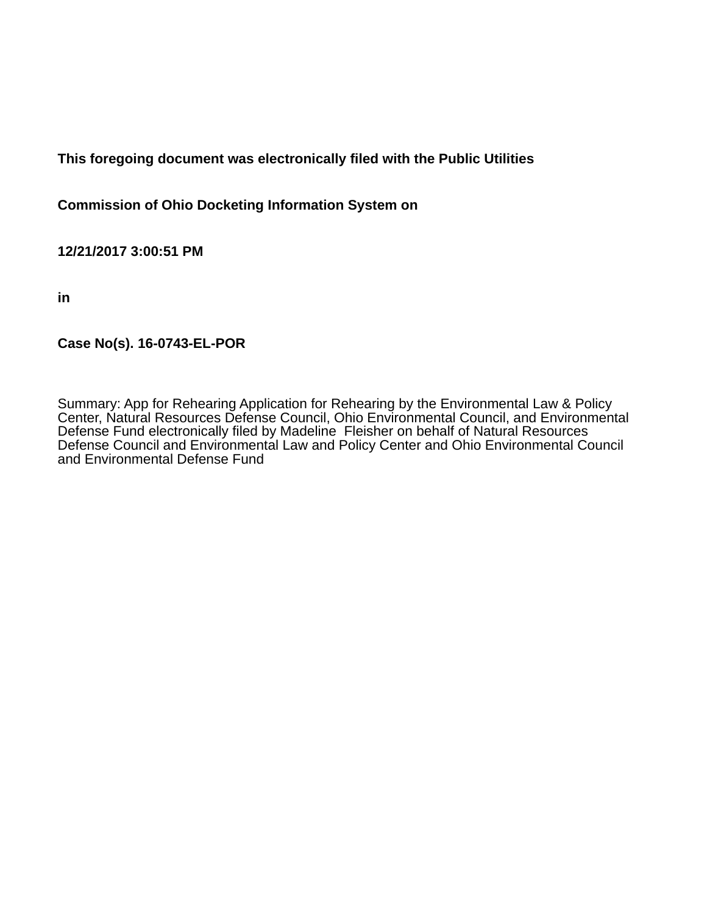**This foregoing document was electronically filed with the Public Utilities**

**Commission of Ohio Docketing Information System on**

**12/21/2017 3:00:51 PM**

**in**

**Case No(s). 16-0743-EL-POR**

Summary: App for Rehearing Application for Rehearing by the Environmental Law & Policy Center, Natural Resources Defense Council, Ohio Environmental Council, and Environmental Defense Fund electronically filed by Madeline Fleisher on behalf of Natural Resources Defense Council and Environmental Law and Policy Center and Ohio Environmental Council and Environmental Defense Fund